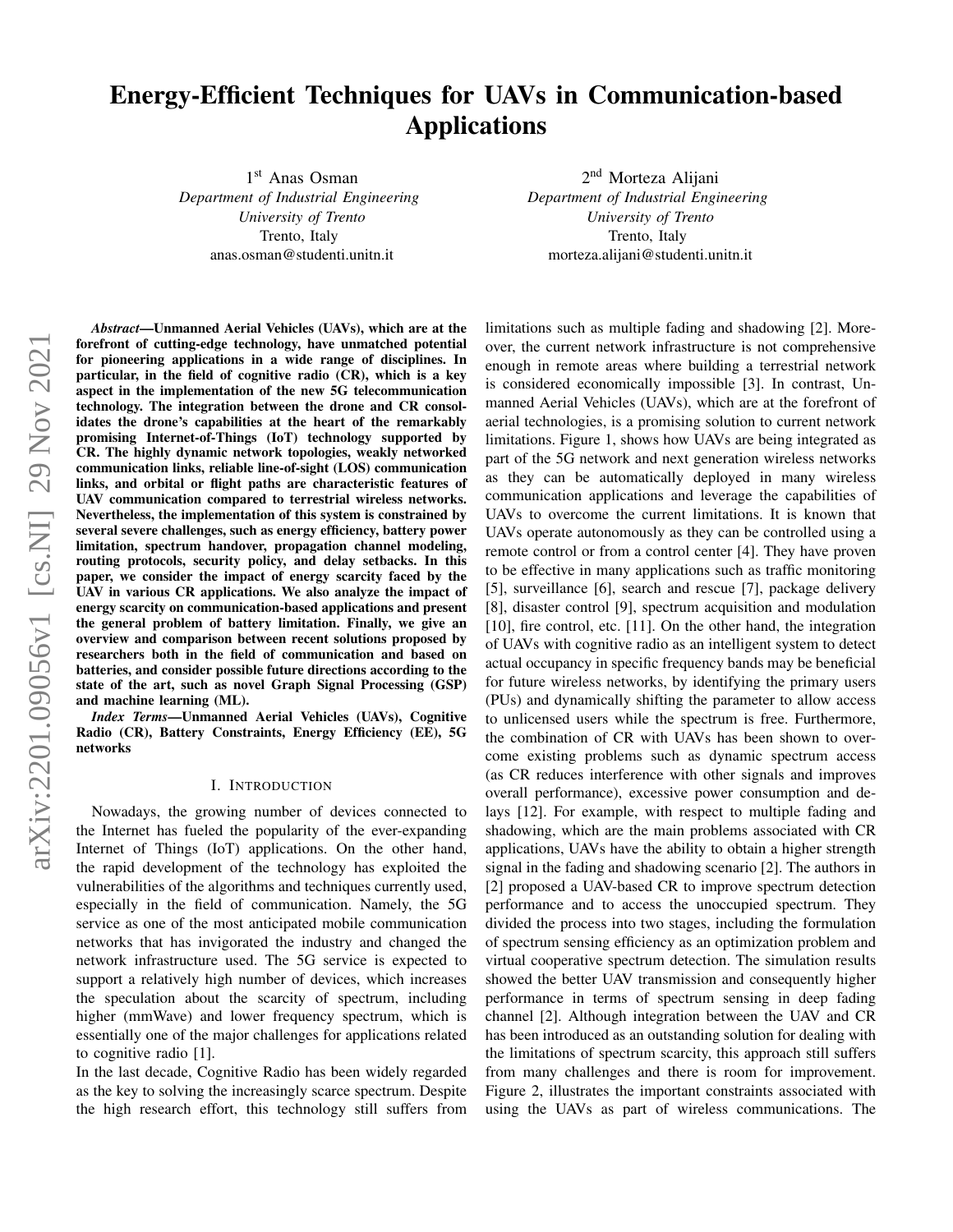# Energy-Efficient Techniques for UAVs in Communication-based Applications

1st Anas Osman
*Department of Industrial Engineering*
*University of Trento*
Trento, Italy
anas.osman@studenti.unitn.it

2nd Morteza Alijani
*Department of Industrial Engineering*
*University of Trento*
Trento, Italy
morteza.alijani@studenti.unitn.it

***Abstract*—Unmanned Aerial Vehicles (UAVs), which are at the forefront of cutting-edge technology, have unmatched potential for pioneering applications in a wide range of disciplines. In particular, in the field of cognitive radio (CR), which is a key aspect in the implementation of the new 5G telecommunication technology. The integration between the drone and CR consolidates the drone's capabilities at the heart of the remarkably promising Internet-of-Things (IoT) technology supported by CR. The highly dynamic network topologies, weakly networked communication links, reliable line-of-sight (LOS) communication links, and orbital or flight paths are characteristic features of UAV communication compared to terrestrial wireless networks. Nevertheless, the implementation of this system is constrained by several severe challenges, such as energy efficiency, battery power limitation, spectrum handover, propagation channel modeling, routing protocols, security policy, and delay setbacks. In this paper, we consider the impact of energy scarcity faced by the UAV in various CR applications. We also analyze the impact of energy scarcity on communication-based applications and present the general problem of battery limitation. Finally, we give an overview and comparison between recent solutions proposed by researchers both in the field of communication and based on batteries, and consider possible future directions according to the state of the art, such as novel Graph Signal Processing (GSP) and machine learning (ML).**

***Index Terms*—Unmanned Aerial Vehicles (UAVs), Cognitive Radio (CR), Battery Constraints, Energy Efficiency (EE), 5G networks**

## I. Introduction

Nowadays, the growing number of devices connected to the Internet has fueled the popularity of the ever-expanding Internet of Things (IoT) applications. On the other hand, the rapid development of the technology has exploited the vulnerabilities of the algorithms and techniques currently used, especially in the field of communication. Namely, the 5G service as one of the most anticipated mobile communication networks that has invigorated the industry and changed the network infrastructure used. The 5G service is expected to support a relatively high number of devices, which increases the speculation about the scarcity of spectrum, including higher (mmWave) and lower frequency spectrum, which is essentially one of the major challenges for applications related to cognitive radio [1].

In the last decade, Cognitive Radio has been widely regarded as the key to solving the increasingly scarce spectrum. Despite the high research effort, this technology still suffers from limitations such as multiple fading and shadowing [2]. Moreover, the current network infrastructure is not comprehensive enough in remote areas where building a terrestrial network is considered economically impossible [3]. In contrast, Unmanned Aerial Vehicles (UAVs), which are at the forefront of aerial technologies, is a promising solution to current network limitations. Figure 1, shows how UAVs are being integrated as part of the 5G network and next generation wireless networks as they can be automatically deployed in many wireless communication applications and leverage the capabilities of UAVs to overcome the current limitations. It is known that UAVs operate autonomously as they can be controlled using a remote control or from a control center [4]. They have proven to be effective in many applications such as traffic monitoring [5], surveillance [6], search and rescue [7], package delivery [8], disaster control [9], spectrum acquisition and modulation [10], fire control, etc. [11]. On the other hand, the integration of UAVs with cognitive radio as an intelligent system to detect actual occupancy in specific frequency bands may be beneficial for future wireless networks, by identifying the primary users (PUs) and dynamically shifting the parameter to allow access to unlicensed users while the spectrum is free. Furthermore, the combination of CR with UAVs has been shown to overcome existing problems such as dynamic spectrum access (as CR reduces interference with other signals and improves overall performance), excessive power consumption and delays [12]. For example, with respect to multiple fading and shadowing, which are the main problems associated with CR applications, UAVs have the ability to obtain a higher strength signal in the fading and shadowing scenario [2]. The authors in [2] proposed a UAV-based CR to improve spectrum detection performance and to access the unoccupied spectrum. They divided the process into two stages, including the formulation of spectrum sensing efficiency as an optimization problem and virtual cooperative spectrum detection. The simulation results showed the better UAV transmission and consequently higher performance in terms of spectrum sensing in deep fading channel [2]. Although integration between the UAV and CR has been introduced as an outstanding solution for dealing with the limitations of spectrum scarcity, this approach still suffers from many challenges and there is room for improvement. Figure 2, illustrates the important constraints associated with using the UAVs as part of wireless communications. The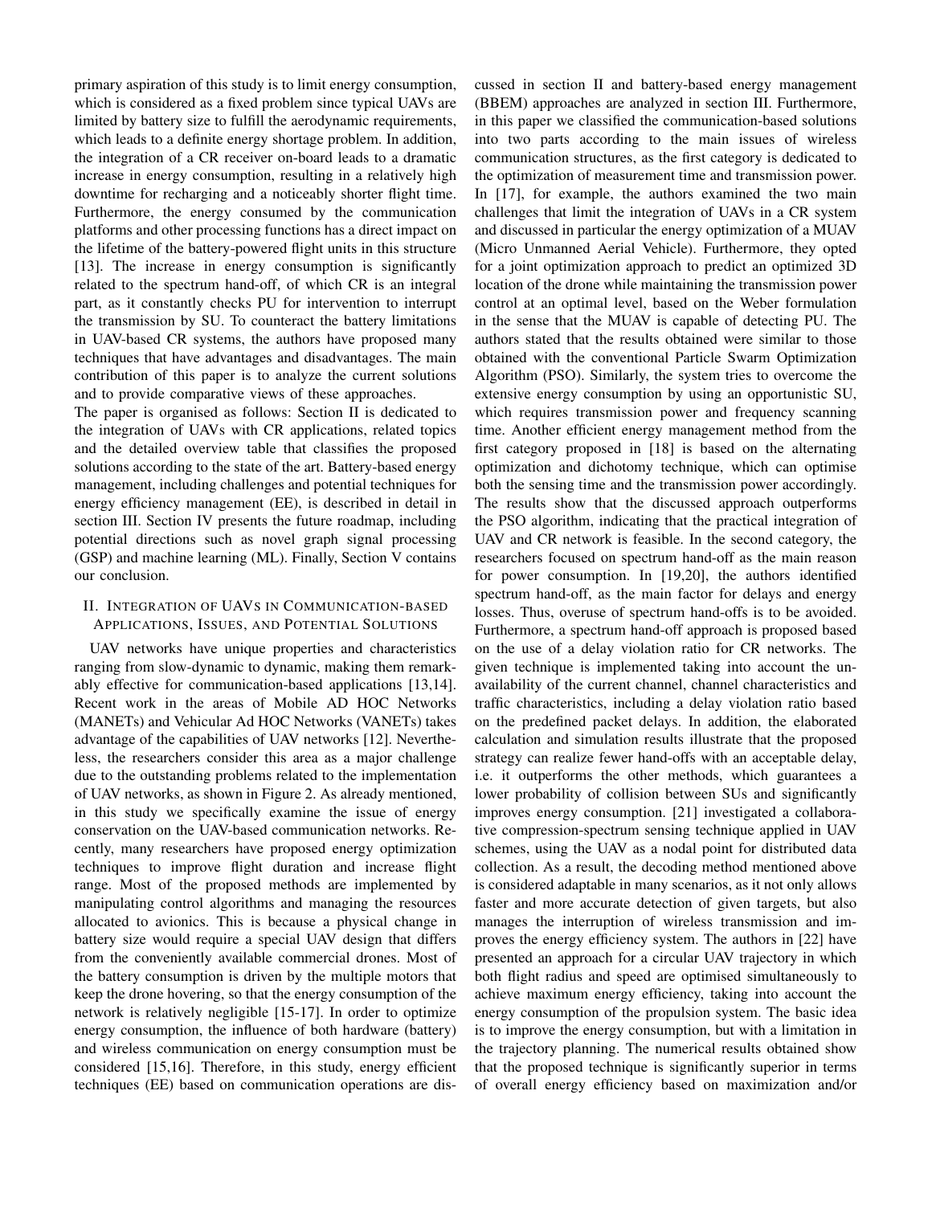primary aspiration of this study is to limit energy consumption, which is considered as a fixed problem since typical UAVs are limited by battery size to fulfill the aerodynamic requirements, which leads to a definite energy shortage problem. In addition, the integration of a CR receiver on-board leads to a dramatic increase in energy consumption, resulting in a relatively high downtime for recharging and a noticeably shorter flight time. Furthermore, the energy consumed by the communication platforms and other processing functions has a direct impact on the lifetime of the battery-powered flight units in this structure [13]. The increase in energy consumption is significantly related to the spectrum hand-off, of which CR is an integral part, as it constantly checks PU for intervention to interrupt the transmission by SU. To counteract the battery limitations in UAV-based CR systems, the authors have proposed many techniques that have advantages and disadvantages. The main contribution of this paper is to analyze the current solutions and to provide comparative views of these approaches.

The paper is organised as follows: Section II is dedicated to the integration of UAVs with CR applications, related topics and the detailed overview table that classifies the proposed solutions according to the state of the art. Battery-based energy management, including challenges and potential techniques for energy efficiency management (EE), is described in detail in section III. Section IV presents the future roadmap, including potential directions such as novel graph signal processing (GSP) and machine learning (ML). Finally, Section V contains our conclusion.

## II. Integration of UAVs in Communication-based Applications, Issues, and Potential Solutions

UAV networks have unique properties and characteristics ranging from slow-dynamic to dynamic, making them remarkably effective for communication-based applications [13,14]. Recent work in the areas of Mobile AD HOC Networks (MANETs) and Vehicular Ad HOC Networks (VANETs) takes advantage of the capabilities of UAV networks [12]. Nevertheless, the researchers consider this area as a major challenge due to the outstanding problems related to the implementation of UAV networks, as shown in Figure 2. As already mentioned, in this study we specifically examine the issue of energy conservation on the UAV-based communication networks. Recently, many researchers have proposed energy optimization techniques to improve flight duration and increase flight range. Most of the proposed methods are implemented by manipulating control algorithms and managing the resources allocated to avionics. This is because a physical change in battery size would require a special UAV design that differs from the conveniently available commercial drones. Most of the battery consumption is driven by the multiple motors that keep the drone hovering, so that the energy consumption of the network is relatively negligible [15-17]. In order to optimize energy consumption, the influence of both hardware (battery) and wireless communication on energy consumption must be considered [15,16]. Therefore, in this study, energy efficient techniques (EE) based on communication operations are discussed in section II and battery-based energy management (BBEM) approaches are analyzed in section III. Furthermore, in this paper we classified the communication-based solutions into two parts according to the main issues of wireless communication structures, as the first category is dedicated to the optimization of measurement time and transmission power. In [17], for example, the authors examined the two main challenges that limit the integration of UAVs in a CR system and discussed in particular the energy optimization of a MUAV (Micro Unmanned Aerial Vehicle). Furthermore, they opted for a joint optimization approach to predict an optimized 3D location of the drone while maintaining the transmission power control at an optimal level, based on the Weber formulation in the sense that the MUAV is capable of detecting PU. The authors stated that the results obtained were similar to those obtained with the conventional Particle Swarm Optimization Algorithm (PSO). Similarly, the system tries to overcome the extensive energy consumption by using an opportunistic SU, which requires transmission power and frequency scanning time. Another efficient energy management method from the first category proposed in [18] is based on the alternating optimization and dichotomy technique, which can optimise both the sensing time and the transmission power accordingly. The results show that the discussed approach outperforms the PSO algorithm, indicating that the practical integration of UAV and CR network is feasible. In the second category, the researchers focused on spectrum hand-off as the main reason for power consumption. In [19,20], the authors identified spectrum hand-off, as the main factor for delays and energy losses. Thus, overuse of spectrum hand-offs is to be avoided. Furthermore, a spectrum hand-off approach is proposed based on the use of a delay violation ratio for CR networks. The given technique is implemented taking into account the unavailability of the current channel, channel characteristics and traffic characteristics, including a delay violation ratio based on the predefined packet delays. In addition, the elaborated calculation and simulation results illustrate that the proposed strategy can realize fewer hand-offs with an acceptable delay, i.e. it outperforms the other methods, which guarantees a lower probability of collision between SUs and significantly improves energy consumption. [21] investigated a collaborative compression-spectrum sensing technique applied in UAV schemes, using the UAV as a nodal point for distributed data collection. As a result, the decoding method mentioned above is considered adaptable in many scenarios, as it not only allows faster and more accurate detection of given targets, but also manages the interruption of wireless transmission and improves the energy efficiency system. The authors in [22] have presented an approach for a circular UAV trajectory in which both flight radius and speed are optimised simultaneously to achieve maximum energy efficiency, taking into account the energy consumption of the propulsion system. The basic idea is to improve the energy consumption, but with a limitation in the trajectory planning. The numerical results obtained show that the proposed technique is significantly superior in terms of overall energy efficiency based on maximization and/or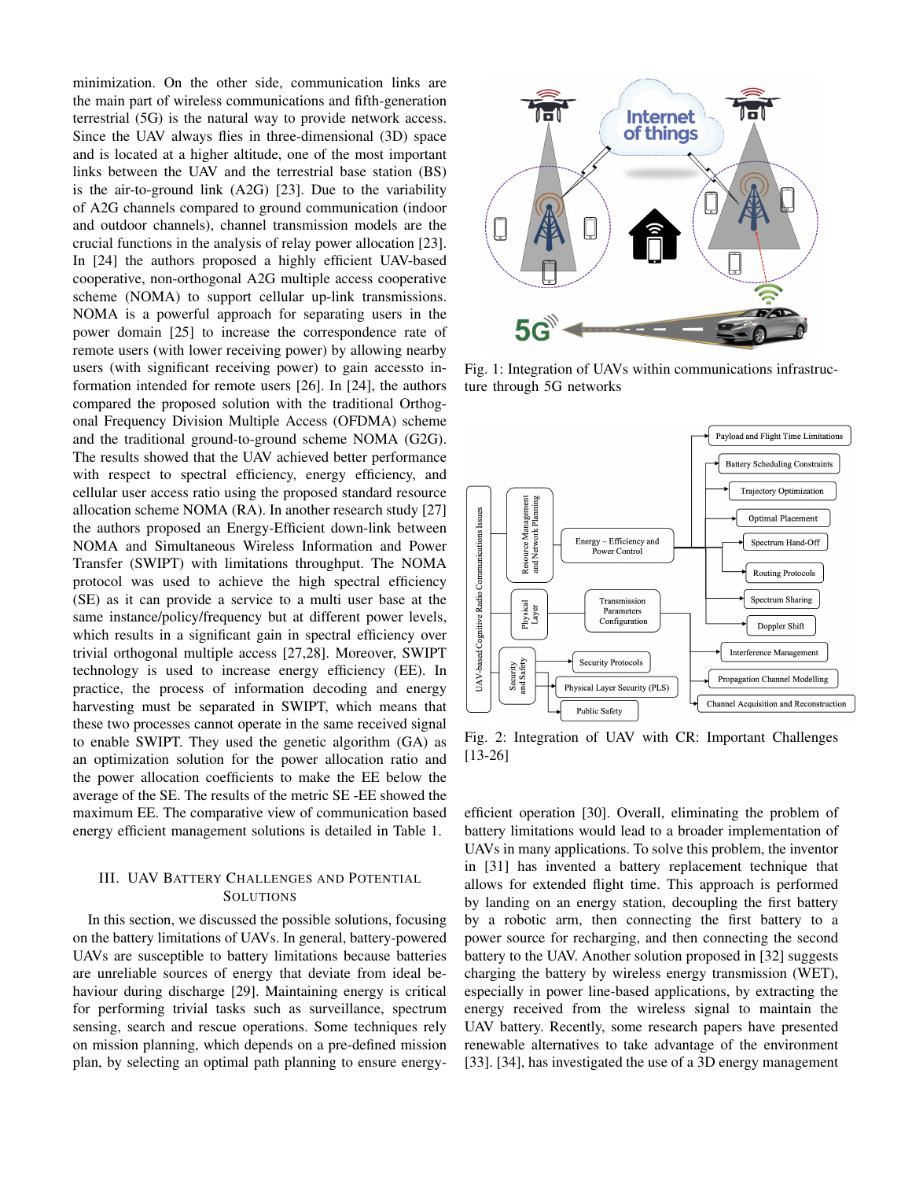minimization. On the other side, communication links are the main part of wireless communications and fifth-generation terrestrial (5G) is the natural way to provide network access. Since the UAV always flies in three-dimensional (3D) space and is located at a higher altitude, one of the most important links between the UAV and the terrestrial base station (BS) is the air-to-ground link (A2G) [23]. Due to the variability of A2G channels compared to ground communication (indoor and outdoor channels), channel transmission models are the crucial functions in the analysis of relay power allocation [23]. In [24] the authors proposed a highly efficient UAV-based cooperative, non-orthogonal A2G multiple access cooperative scheme (NOMA) to support cellular up-link transmissions. NOMA is a powerful approach for separating users in the power domain [25] to increase the correspondence rate of remote users (with lower receiving power) by allowing nearby users (with significant receiving power) to gain accessto information intended for remote users [26]. In [24], the authors compared the proposed solution with the traditional Orthogonal Frequency Division Multiple Access (OFDMA) scheme and the traditional ground-to-ground scheme NOMA (G2G). The results showed that the UAV achieved better performance with respect to spectral efficiency, energy efficiency, and cellular user access ratio using the proposed standard resource allocation scheme NOMA (RA). In another research study [27] the authors proposed an Energy-Efficient down-link between NOMA and Simultaneous Wireless Information and Power Transfer (SWIPT) with limitations throughput. The NOMA protocol was used to achieve the high spectral efficiency (SE) as it can provide a service to a multi user base at the same instance/policy/frequency but at different power levels, which results in a significant gain in spectral efficiency over trivial orthogonal multiple access [27,28]. Moreover, SWIPT technology is used to increase energy efficiency (EE). In practice, the process of information decoding and energy harvesting must be separated in SWIPT, which means that these two processes cannot operate in the same received signal to enable SWIPT. They used the genetic algorithm (GA) as an optimization solution for the power allocation ratio and the power allocation coefficients to make the EE below the average of the SE. The results of the metric SE -EE showed the maximum EE. The comparative view of communication based energy efficient management solutions is detailed in Table 1.

Fig. 1: Integration of UAVs within communications infrastructure through 5G networks

Fig. 2: Integration of UAV with CR: Important Challenges [13-26]

## III. UAV Battery Challenges and Potential Solutions

In this section, we discussed the possible solutions, focusing on the battery limitations of UAVs. In general, battery-powered UAVs are susceptible to battery limitations because batteries are unreliable sources of energy that deviate from ideal behaviour during discharge [29]. Maintaining energy is critical for performing trivial tasks such as surveillance, spectrum sensing, search and rescue operations. Some techniques rely on mission planning, which depends on a pre-defined mission plan, by selecting an optimal path planning to ensure energy-efficient operation [30]. Overall, eliminating the problem of battery limitations would lead to a broader implementation of UAVs in many applications. To solve this problem, the inventor in [31] has invented a battery replacement technique that allows for extended flight time. This approach is performed by landing on an energy station, decoupling the first battery by a robotic arm, then connecting the first battery to a power source for recharging, and then connecting the second battery to the UAV. Another solution proposed in [32] suggests charging the battery by wireless energy transmission (WET), especially in power line-based applications, by extracting the energy received from the wireless signal to maintain the UAV battery. Recently, some research papers have presented renewable alternatives to take advantage of the environment [33]. [34], has investigated the use of a 3D energy management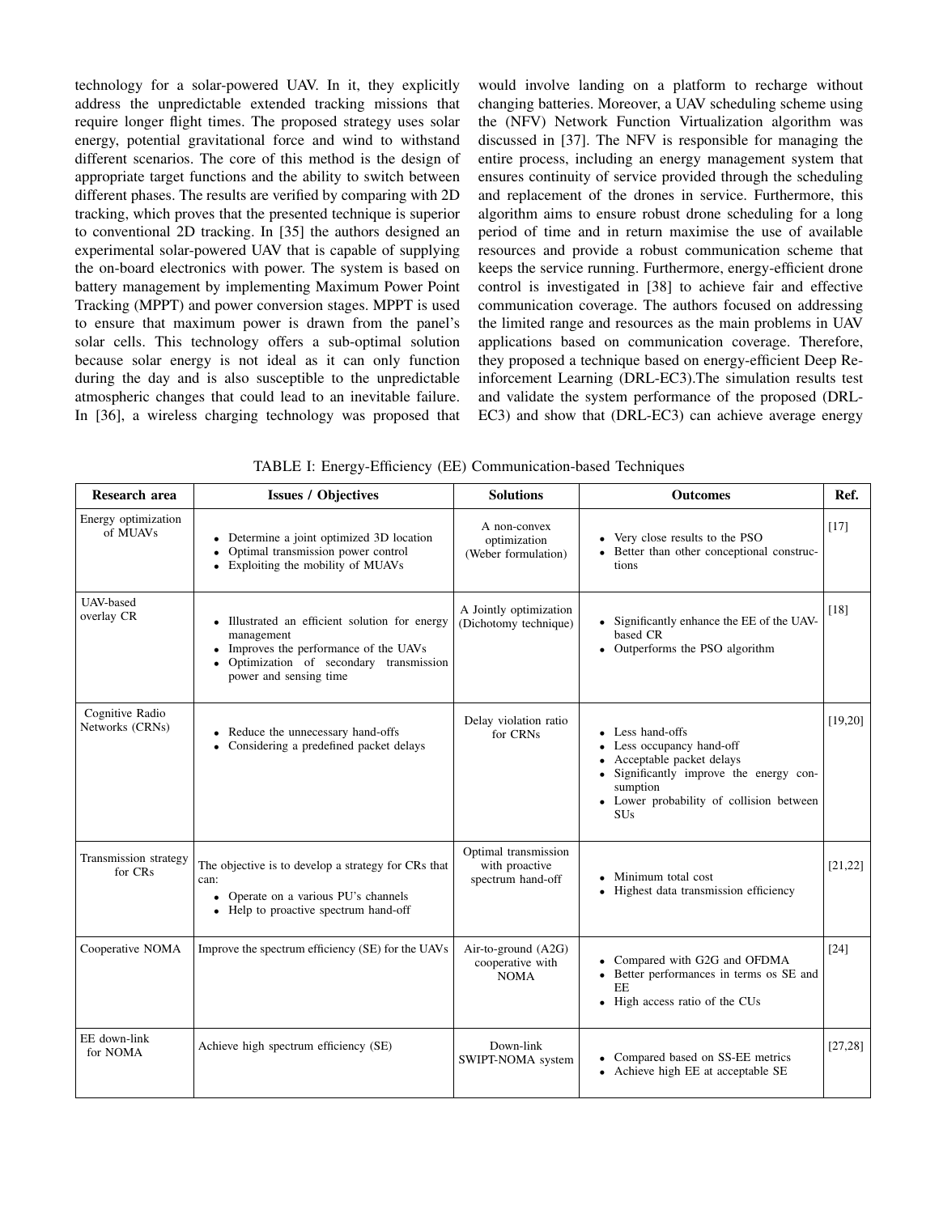technology for a solar-powered UAV. In it, they explicitly address the unpredictable extended tracking missions that require longer flight times. The proposed strategy uses solar energy, potential gravitational force and wind to withstand different scenarios. The core of this method is the design of appropriate target functions and the ability to switch between different phases. The results are verified by comparing with 2D tracking, which proves that the presented technique is superior to conventional 2D tracking. In [35] the authors designed an experimental solar-powered UAV that is capable of supplying the on-board electronics with power. The system is based on battery management by implementing Maximum Power Point Tracking (MPPT) and power conversion stages. MPPT is used to ensure that maximum power is drawn from the panel's solar cells. This technology offers a sub-optimal solution because solar energy is not ideal as it can only function during the day and is also susceptible to the unpredictable atmospheric changes that could lead to an inevitable failure. In [36], a wireless charging technology was proposed that would involve landing on a platform to recharge without changing batteries. Moreover, a UAV scheduling scheme using the (NFV) Network Function Virtualization algorithm was discussed in [37]. The NFV is responsible for managing the entire process, including an energy management system that ensures continuity of service provided through the scheduling and replacement of the drones in service. Furthermore, this algorithm aims to ensure robust drone scheduling for a long period of time and in return maximise the use of available resources and provide a robust communication scheme that keeps the service running. Furthermore, energy-efficient drone control is investigated in [38] to achieve fair and effective communication coverage. The authors focused on addressing the limited range and resources as the main problems in UAV applications based on communication coverage. Therefore, they proposed a technique based on energy-efficient Deep Reinforcement Learning (DRL-EC3).The simulation results test and validate the system performance of the proposed (DRL-EC3) and show that (DRL-EC3) can achieve average energy

TABLE I: Energy-Efficiency (EE) Communication-based Techniques

| Research area | Issues / Objectives | Solutions | Outcomes | Ref. |
|---|---|---|---|---|
| Energy optimization of MUAVs | • Determine a joint optimized 3D location<br>• Optimal transmission power control<br>• Exploiting the mobility of MUAVs | A non-convex optimization (Weber formulation) | • Very close results to the PSO<br>• Better than other conceptional constructions | [17] |
| UAV-based overlay CR | • Illustrated an efficient solution for energy management<br>• Improves the performance of the UAVs<br>• Optimization of secondary transmission power and sensing time | A Jointly optimization (Dichotomy technique) | • Significantly enhance the EE of the UAV-based CR<br>• Outperforms the PSO algorithm | [18] |
| Cognitive Radio Networks (CRNs) | • Reduce the unnecessary hand-offs<br>• Considering a predefined packet delays | Delay violation ratio for CRNs | • Less hand-offs<br>• Less occupancy hand-off<br>• Acceptable packet delays<br>• Significantly improve the energy consumption<br>• Lower probability of collision between SUs | [19,20] |
| Transmission strategy for CRs | The objective is to develop a strategy for CRs that can:<br>• Operate on a various PU's channels<br>• Help to proactive spectrum hand-off | Optimal transmission with proactive spectrum hand-off | • Minimum total cost<br>• Highest data transmission efficiency | [21,22] |
| Cooperative NOMA | Improve the spectrum efficiency (SE) for the UAVs | Air-to-ground (A2G) cooperative with NOMA | • Compared with G2G and OFDMA<br>• Better performances in terms os SE and EE<br>• High access ratio of the CUs | [24] |
| EE down-link for NOMA | Achieve high spectrum efficiency (SE) | Down-link SWIPT-NOMA system | • Compared based on SS-EE metrics<br>• Achieve high EE at acceptable SE | [27,28] |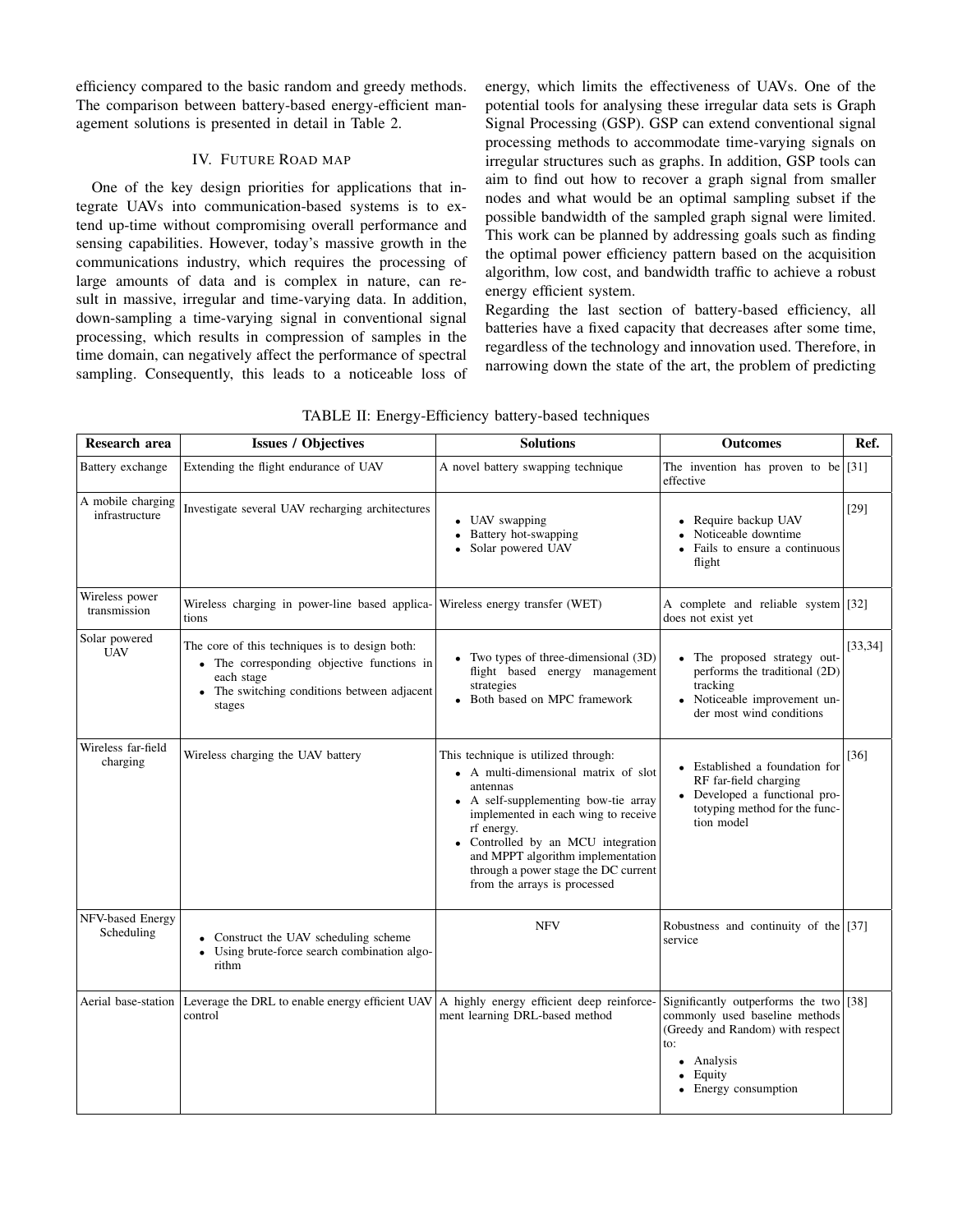efficiency compared to the basic random and greedy methods. The comparison between battery-based energy-efficient management solutions is presented in detail in Table 2.

## IV. Future Road map

One of the key design priorities for applications that integrate UAVs into communication-based systems is to extend up-time without compromising overall performance and sensing capabilities. However, today's massive growth in the communications industry, which requires the processing of large amounts of data and is complex in nature, can result in massive, irregular and time-varying data. In addition, down-sampling a time-varying signal in conventional signal processing, which results in compression of samples in the time domain, can negatively affect the performance of spectral sampling. Consequently, this leads to a noticeable loss of energy, which limits the effectiveness of UAVs. One of the potential tools for analysing these irregular data sets is Graph Signal Processing (GSP). GSP can extend conventional signal processing methods to accommodate time-varying signals on irregular structures such as graphs. In addition, GSP tools can aim to find out how to recover a graph signal from smaller nodes and what would be an optimal sampling subset if the possible bandwidth of the sampled graph signal were limited. This work can be planned by addressing goals such as finding the optimal power efficiency pattern based on the acquisition algorithm, low cost, and bandwidth traffic to achieve a robust energy efficient system.

Regarding the last section of battery-based efficiency, all batteries have a fixed capacity that decreases after some time, regardless of the technology and innovation used. Therefore, in narrowing down the state of the art, the problem of predicting

TABLE II: Energy-Efficiency battery-based techniques

| Research area | Issues / Objectives | Solutions | Outcomes | Ref. |
|---|---|---|---|---|
| Battery exchange | Extending the flight endurance of UAV | A novel battery swapping technique | The invention has proven to be effective | [31] |
| A mobile charging infrastructure | Investigate several UAV recharging architectures | • UAV swapping<br>• Battery hot-swapping<br>• Solar powered UAV | • Require backup UAV<br>• Noticeable downtime<br>• Fails to ensure a continuous flight | [29] |
| Wireless power transmission | Wireless charging in power-line based applications | Wireless energy transfer (WET) | A complete and reliable system does not exist yet | [32] |
| Solar powered UAV | The core of this techniques is to design both:<br>• The corresponding objective functions in each stage<br>• The switching conditions between adjacent stages | • Two types of three-dimensional (3D) flight based energy management strategies<br>• Both based on MPC framework | • The proposed strategy outperforms the traditional (2D) tracking<br>• Noticeable improvement under most wind conditions | [33,34] |
| Wireless far-field charging | Wireless charging the UAV battery | This technique is utilized through:<br>• A multi-dimensional matrix of slot antennas<br>• A self-supplementing bow-tie array implemented in each wing to receive rf energy.<br>• Controlled by an MCU integration and MPPT algorithm implementation through a power stage the DC current from the arrays is processed | • Established a foundation for RF far-field charging<br>• Developed a functional prototyping method for the function model | [36] |
| NFV-based Energy Scheduling | • Construct the UAV scheduling scheme<br>• Using brute-force search combination algorithm | NFV | Robustness and continuity of the service | [37] |
| Aerial base-station | Leverage the DRL to enable energy efficient UAV control | A highly energy efficient deep reinforcement learning DRL-based method | Significantly outperforms the two commonly used baseline methods (Greedy and Random) with respect to:<br>• Analysis<br>• Equity<br>• Energy consumption | [38] |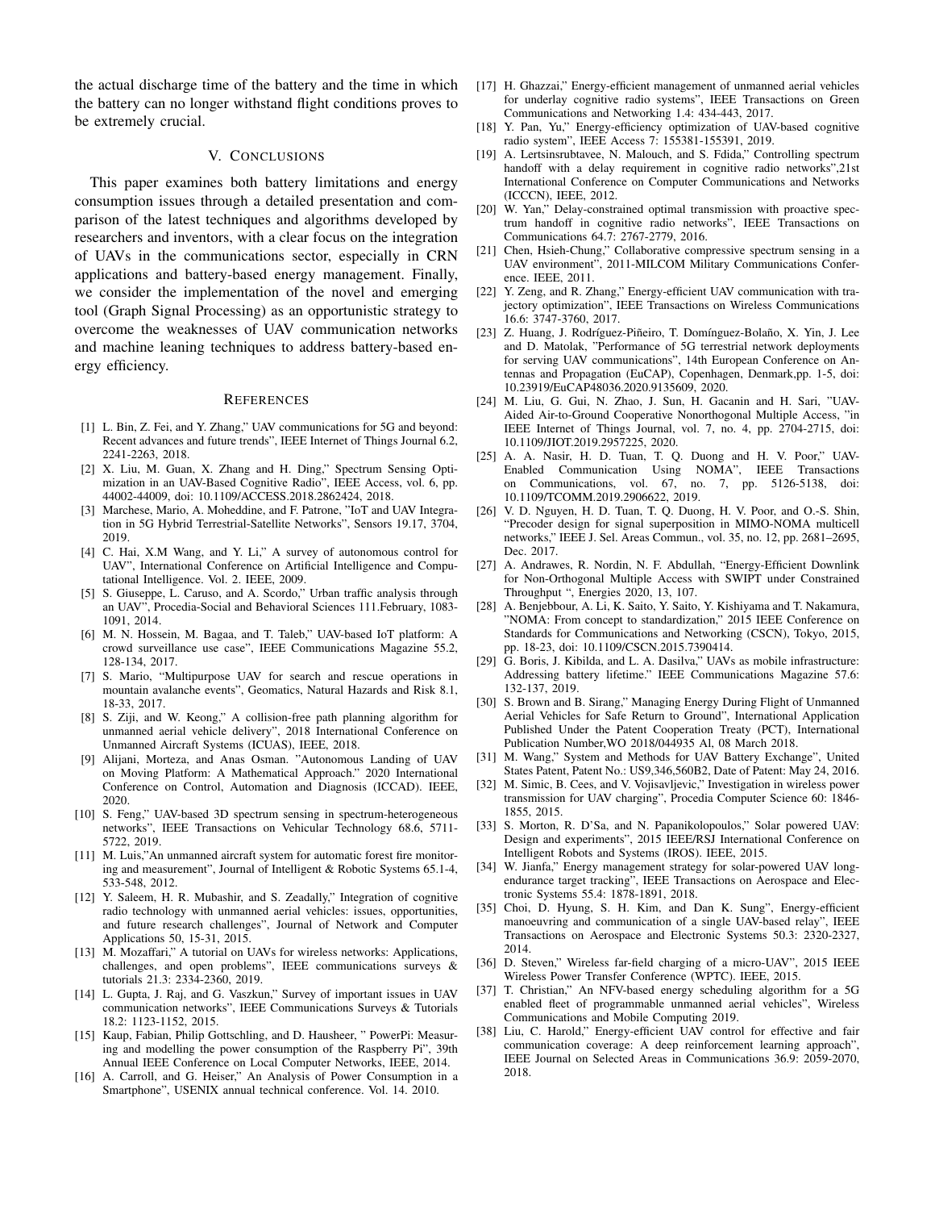the actual discharge time of the battery and the time in which the battery can no longer withstand flight conditions proves to be extremely crucial.

## V. Conclusions

This paper examines both battery limitations and energy consumption issues through a detailed presentation and comparison of the latest techniques and algorithms developed by researchers and inventors, with a clear focus on the integration of UAVs in the communications sector, especially in CRN applications and battery-based energy management. Finally, we consider the implementation of the novel and emerging tool (Graph Signal Processing) as an opportunistic strategy to overcome the weaknesses of UAV communication networks and machine leaning techniques to address battery-based energy efficiency.

## References

[1] L. Bin, Z. Fei, and Y. Zhang," UAV communications for 5G and beyond: Recent advances and future trends", IEEE Internet of Things Journal 6.2, 2241-2263, 2018.

[2] X. Liu, M. Guan, X. Zhang and H. Ding," Spectrum Sensing Optimization in an UAV-Based Cognitive Radio", IEEE Access, vol. 6, pp. 44002-44009, doi: 10.1109/ACCESS.2018.2862424, 2018.

[3] Marchese, Mario, A. Moheddine, and F. Patrone, "IoT and UAV Integration in 5G Hybrid Terrestrial-Satellite Networks", Sensors 19.17, 3704, 2019.

[4] C. Hai, X.M Wang, and Y. Li," A survey of autonomous control for UAV", International Conference on Artificial Intelligence and Computational Intelligence. Vol. 2. IEEE, 2009.

[5] S. Giuseppe, L. Caruso, and A. Scordo," Urban traffic analysis through an UAV", Procedia-Social and Behavioral Sciences 111.February, 1083-1091, 2014.

[6] M. N. Hossein, M. Bagaa, and T. Taleb," UAV-based IoT platform: A crowd surveillance use case", IEEE Communications Magazine 55.2, 128-134, 2017.

[7] S. Mario, "Multipurpose UAV for search and rescue operations in mountain avalanche events", Geomatics, Natural Hazards and Risk 8.1, 18-33, 2017.

[8] S. Ziji, and W. Keong," A collision-free path planning algorithm for unmanned aerial vehicle delivery", 2018 International Conference on Unmanned Aircraft Systems (ICUAS), IEEE, 2018.

[9] Alijani, Morteza, and Anas Osman. "Autonomous Landing of UAV on Moving Platform: A Mathematical Approach." 2020 International Conference on Control, Automation and Diagnosis (ICCAD). IEEE, 2020.

[10] S. Feng," UAV-based 3D spectrum sensing in spectrum-heterogeneous networks", IEEE Transactions on Vehicular Technology 68.6, 5711-5722, 2019.

[11] M. Luis,"An unmanned aircraft system for automatic forest fire monitoring and measurement", Journal of Intelligent & Robotic Systems 65.1-4, 533-548, 2012.

[12] Y. Saleem, H. R. Mubashir, and S. Zeadally," Integration of cognitive radio technology with unmanned aerial vehicles: issues, opportunities, and future research challenges", Journal of Network and Computer Applications 50, 15-31, 2015.

[13] M. Mozaffari," A tutorial on UAVs for wireless networks: Applications, challenges, and open problems", IEEE communications surveys & tutorials 21.3: 2334-2360, 2019.

[14] L. Gupta, J. Raj, and G. Vaszkun," Survey of important issues in UAV communication networks", IEEE Communications Surveys & Tutorials 18.2: 1123-1152, 2015.

[15] Kaup, Fabian, Philip Gottschling, and D. Hausheer, " PowerPi: Measuring and modelling the power consumption of the Raspberry Pi", 39th Annual IEEE Conference on Local Computer Networks, IEEE, 2014.

[16] A. Carroll, and G. Heiser," An Analysis of Power Consumption in a Smartphone", USENIX annual technical conference. Vol. 14. 2010.

[17] H. Ghazzai," Energy-efficient management of unmanned aerial vehicles for underlay cognitive radio systems", IEEE Transactions on Green Communications and Networking 1.4: 434-443, 2017.

[18] Y. Pan, Yu," Energy-efficiency optimization of UAV-based cognitive radio system", IEEE Access 7: 155381-155391, 2019.

[19] A. Lertsinsrubtavee, N. Malouch, and S. Fdida," Controlling spectrum handoff with a delay requirement in cognitive radio networks",21st International Conference on Computer Communications and Networks (ICCCN), IEEE, 2012.

[20] W. Yan," Delay-constrained optimal transmission with proactive spectrum handoff in cognitive radio networks", IEEE Transactions on Communications 64.7: 2767-2779, 2016.

[21] Chen, Hsieh-Chung," Collaborative compressive spectrum sensing in a UAV environment", 2011-MILCOM Military Communications Conference. IEEE, 2011.

[22] Y. Zeng, and R. Zhang," Energy-efficient UAV communication with trajectory optimization", IEEE Transactions on Wireless Communications 16.6: 3747-3760, 2017.

[23] Z. Huang, J. Rodríguez-Piñeiro, T. Domínguez-Bolaño, X. Yin, J. Lee and D. Matolak, "Performance of 5G terrestrial network deployments for serving UAV communications", 14th European Conference on Antennas and Propagation (EuCAP), Copenhagen, Denmark,pp. 1-5, doi: 10.23919/EuCAP48036.2020.9135609, 2020.

[24] M. Liu, G. Gui, N. Zhao, J. Sun, H. Gacanin and H. Sari, "UAV-Aided Air-to-Ground Cooperative Nonorthogonal Multiple Access, "in IEEE Internet of Things Journal, vol. 7, no. 4, pp. 2704-2715, doi: 10.1109/JIOT.2019.2957225, 2020.

[25] A. A. Nasir, H. D. Tuan, T. Q. Duong and H. V. Poor," UAV-Enabled Communication Using NOMA", IEEE Transactions on Communications, vol. 67, no. 7, pp. 5126-5138, doi: 10.1109/TCOMM.2019.2906622, 2019.

[26] V. D. Nguyen, H. D. Tuan, T. Q. Duong, H. V. Poor, and O.-S. Shin, "Precoder design for signal superposition in MIMO-NOMA multicell networks," IEEE J. Sel. Areas Commun., vol. 35, no. 12, pp. 2681–2695, Dec. 2017.

[27] A. Andrawes, R. Nordin, N. F. Abdullah, "Energy-Efficient Downlink for Non-Orthogonal Multiple Access with SWIPT under Constrained Throughput ", Energies 2020, 13, 107.

[28] A. Benjebbour, A. Li, K. Saito, Y. Saito, Y. Kishiyama and T. Nakamura, "NOMA: From concept to standardization," 2015 IEEE Conference on Standards for Communications and Networking (CSCN), Tokyo, 2015, pp. 18-23, doi: 10.1109/CSCN.2015.7390414.

[29] G. Boris, J. Kibilda, and L. A. Dasilva," UAVs as mobile infrastructure: Addressing battery lifetime." IEEE Communications Magazine 57.6: 132-137, 2019.

[30] S. Brown and B. Sirang," Managing Energy During Flight of Unmanned Aerial Vehicles for Safe Return to Ground", International Application Published Under the Patent Cooperation Treaty (PCT), International Publication Number,WO 2018/044935 Al, 08 March 2018.

[31] M. Wang," System and Methods for UAV Battery Exchange", United States Patent, Patent No.: US9,346,560B2, Date of Patent: May 24, 2016.

[32] M. Simic, B. Cees, and V. Vojisavljevic," Investigation in wireless power transmission for UAV charging", Procedia Computer Science 60: 1846-1855, 2015.

[33] S. Morton, R. D'Sa, and N. Papanikolopoulos," Solar powered UAV: Design and experiments", 2015 IEEE/RSJ International Conference on Intelligent Robots and Systems (IROS). IEEE, 2015.

[34] W. Jianfa," Energy management strategy for solar-powered UAV long-endurance target tracking", IEEE Transactions on Aerospace and Electronic Systems 55.4: 1878-1891, 2018.

[35] Choi, D. Hyung, S. H. Kim, and Dan K. Sung", Energy-efficient manoeuvring and communication of a single UAV-based relay", IEEE Transactions on Aerospace and Electronic Systems 50.3: 2320-2327, 2014.

[36] D. Steven," Wireless far-field charging of a micro-UAV", 2015 IEEE Wireless Power Transfer Conference (WPTC). IEEE, 2015.

[37] T. Christian," An NFV-based energy scheduling algorithm for a 5G enabled fleet of programmable unmanned aerial vehicles", Wireless Communications and Mobile Computing 2019.

[38] Liu, C. Harold," Energy-efficient UAV control for effective and fair communication coverage: A deep reinforcement learning approach", IEEE Journal on Selected Areas in Communications 36.9: 2059-2070, 2018.